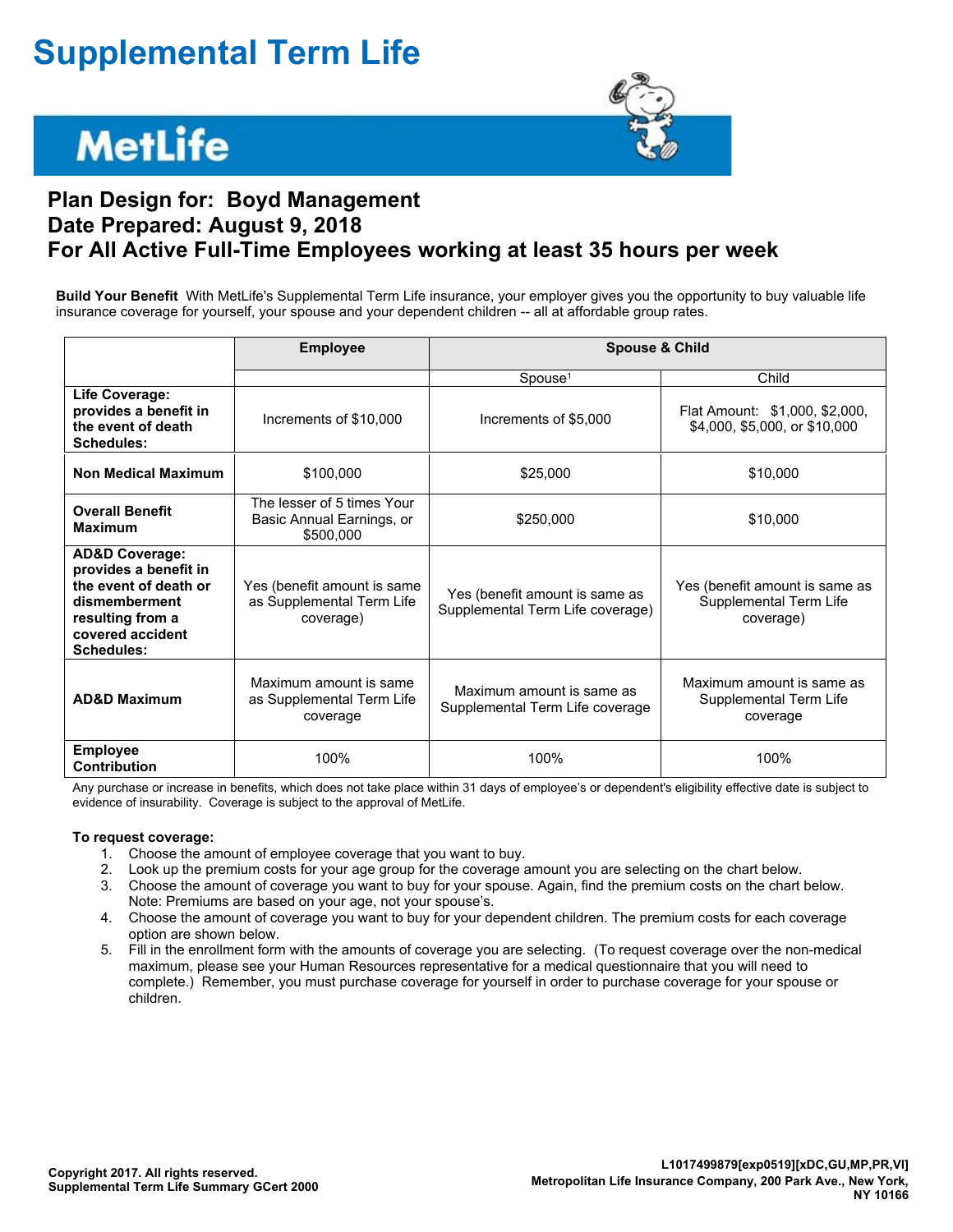# Supplemental Term Life

MetLife

## Plan Design for: Boyd Management
## Date Prepared: August 9, 2018
## For All Active Full-Time Employees working at least 35 hours per week

**Build Your Benefit** With MetLife's Supplemental Term Life insurance, your employer gives you the opportunity to buy valuable life insurance coverage for yourself, your spouse and your dependent children -- all at affordable group rates.

| | Employee | Spouse & Child | |
|---|---|---|---|
| | | Spouse[1] | Child |
| **Life Coverage: provides a benefit in the event of death Schedules:** | Increments of $10,000 | Increments of $5,000 | Flat Amount: $1,000, $2,000, $4,000, $5,000, or $10,000 |
| **Non Medical Maximum** | $100,000 | $25,000 | $10,000 |
| **Overall Benefit Maximum** | The lesser of 5 times Your Basic Annual Earnings, or $500,000 | $250,000 | $10,000 |
| **AD&D Coverage: provides a benefit in the event of death or dismemberment resulting from a covered accident Schedules:** | Yes (benefit amount is same as Supplemental Term Life coverage) | Yes (benefit amount is same as Supplemental Term Life coverage) | Yes (benefit amount is same as Supplemental Term Life coverage) |
| **AD&D Maximum** | Maximum amount is same as Supplemental Term Life coverage | Maximum amount is same as Supplemental Term Life coverage | Maximum amount is same as Supplemental Term Life coverage |
| **Employee Contribution** | 100% | 100% | 100% |

Any purchase or increase in benefits, which does not take place within 31 days of employee's or dependent's eligibility effective date is subject to evidence of insurability. Coverage is subject to the approval of MetLife.

**To request coverage:**

1. Choose the amount of employee coverage that you want to buy.
2. Look up the premium costs for your age group for the coverage amount you are selecting on the chart below.
3. Choose the amount of coverage you want to buy for your spouse. Again, find the premium costs on the chart below. Note: Premiums are based on your age, not your spouse's.
4. Choose the amount of coverage you want to buy for your dependent children. The premium costs for each coverage option are shown below.
5. Fill in the enrollment form with the amounts of coverage you are selecting. (To request coverage over the non-medical maximum, please see your Human Resources representative for a medical questionnaire that you will need to complete.) Remember, you must purchase coverage for yourself in order to purchase coverage for your spouse or children.

Copyright 2017. All rights reserved.
Supplemental Term Life Summary GCert 2000

L1017499879[exp0519][xDC,GU,MP,PR,VI]
Metropolitan Life Insurance Company, 200 Park Ave., New York, NY 10166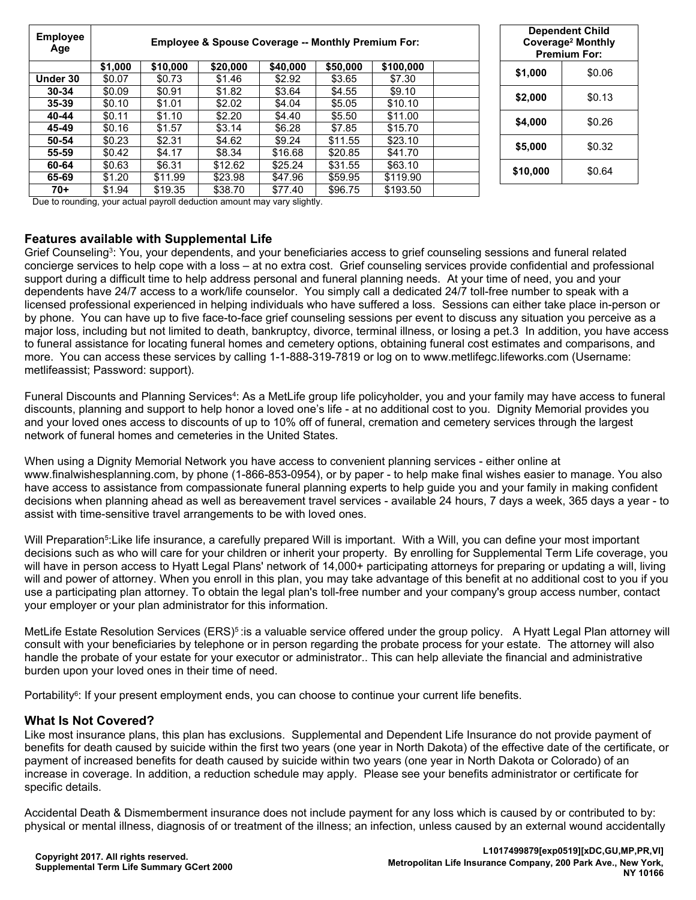| Employee Age | Employee & Spouse Coverage -- Monthly Premium For: | | | | | | |
|---|---|---|---|---|---|---|---|
| | $1,000 | $10,000 | $20,000 | $40,000 | $50,000 | $100,000 | |
| Under 30 | $0.07 | $0.73 | $1.46 | $2.92 | $3.65 | $7.30 | |
| 30-34 | $0.09 | $0.91 | $1.82 | $3.64 | $4.55 | $9.10 | |
| 35-39 | $0.10 | $1.01 | $2.02 | $4.04 | $5.05 | $10.10 | |
| 40-44 | $0.11 | $1.10 | $2.20 | $4.40 | $5.50 | $11.00 | |
| 45-49 | $0.16 | $1.57 | $3.14 | $6.28 | $7.85 | $15.70 | |
| 50-54 | $0.23 | $2.31 | $4.62 | $9.24 | $11.55 | $23.10 | |
| 55-59 | $0.42 | $4.17 | $8.34 | $16.68 | $20.85 | $41.70 | |
| 60-64 | $0.63 | $6.31 | $12.62 | $25.24 | $31.55 | $63.10 | |
| 65-69 | $1.20 | $11.99 | $23.98 | $47.96 | $59.95 | $119.90 | |
| 70+ | $1.94 | $19.35 | $38.70 | $77.40 | $96.75 | $193.50 | |

Due to rounding, your actual payroll deduction amount may vary slightly.

| Dependent Child Coverage[2] Monthly Premium For: | |
|---|---|
| $1,000 | $0.06 |
| $2,000 | $0.13 |
| $4,000 | $0.26 |
| $5,000 | $0.32 |
| $10,000 | $0.64 |

## Features available with Supplemental Life

Grief Counseling[3]: You, your dependents, and your beneficiaries access to grief counseling sessions and funeral related concierge services to help cope with a loss – at no extra cost. Grief counseling services provide confidential and professional support during a difficult time to help address personal and funeral planning needs. At your time of need, you and your dependents have 24/7 access to a work/life counselor. You simply call a dedicated 24/7 toll-free number to speak with a licensed professional experienced in helping individuals who have suffered a loss. Sessions can either take place in-person or by phone. You can have up to five face-to-face grief counseling sessions per event to discuss any situation you perceive as a major loss, including but not limited to death, bankruptcy, divorce, terminal illness, or losing a pet.3 In addition, you have access to funeral assistance for locating funeral homes and cemetery options, obtaining funeral cost estimates and comparisons, and more. You can access these services by calling 1-1-888-319-7819 or log on to www.metlifegc.lifeworks.com (Username: metlifeassist; Password: support).

Funeral Discounts and Planning Services[4]: As a MetLife group life policyholder, you and your family may have access to funeral discounts, planning and support to help honor a loved one's life - at no additional cost to you. Dignity Memorial provides you and your loved ones access to discounts of up to 10% off of funeral, cremation and cemetery services through the largest network of funeral homes and cemeteries in the United States.

When using a Dignity Memorial Network you have access to convenient planning services - either online at www.finalwishesplanning.com, by phone (1-866-853-0954), or by paper - to help make final wishes easier to manage. You also have access to assistance from compassionate funeral planning experts to help guide you and your family in making confident decisions when planning ahead as well as bereavement travel services - available 24 hours, 7 days a week, 365 days a year - to assist with time-sensitive travel arrangements to be with loved ones.

Will Preparation[5]:Like life insurance, a carefully prepared Will is important. With a Will, you can define your most important decisions such as who will care for your children or inherit your property. By enrolling for Supplemental Term Life coverage, you will have in person access to Hyatt Legal Plans' network of 14,000+ participating attorneys for preparing or updating a will, living will and power of attorney. When you enroll in this plan, you may take advantage of this benefit at no additional cost to you if you use a participating plan attorney. To obtain the legal plan's toll-free number and your company's group access number, contact your employer or your plan administrator for this information.

MetLife Estate Resolution Services (ERS)[5] :is a valuable service offered under the group policy. A Hyatt Legal Plan attorney will consult with your beneficiaries by telephone or in person regarding the probate process for your estate. The attorney will also handle the probate of your estate for your executor or administrator.. This can help alleviate the financial and administrative burden upon your loved ones in their time of need.

Portability[6]: If your present employment ends, you can choose to continue your current life benefits.

## What Is Not Covered?

Like most insurance plans, this plan has exclusions. Supplemental and Dependent Life Insurance do not provide payment of benefits for death caused by suicide within the first two years (one year in North Dakota) of the effective date of the certificate, or payment of increased benefits for death caused by suicide within two years (one year in North Dakota or Colorado) of an increase in coverage. In addition, a reduction schedule may apply. Please see your benefits administrator or certificate for specific details.

Accidental Death & Dismemberment insurance does not include payment for any loss which is caused by or contributed to by: physical or mental illness, diagnosis of or treatment of the illness; an infection, unless caused by an external wound accidentally

Copyright 2017. All rights reserved.
Supplemental Term Life Summary GCert 2000

L1017499879[exp0519][xDC,GU,MP,PR,VI]
Metropolitan Life Insurance Company, 200 Park Ave., New York, NY 10166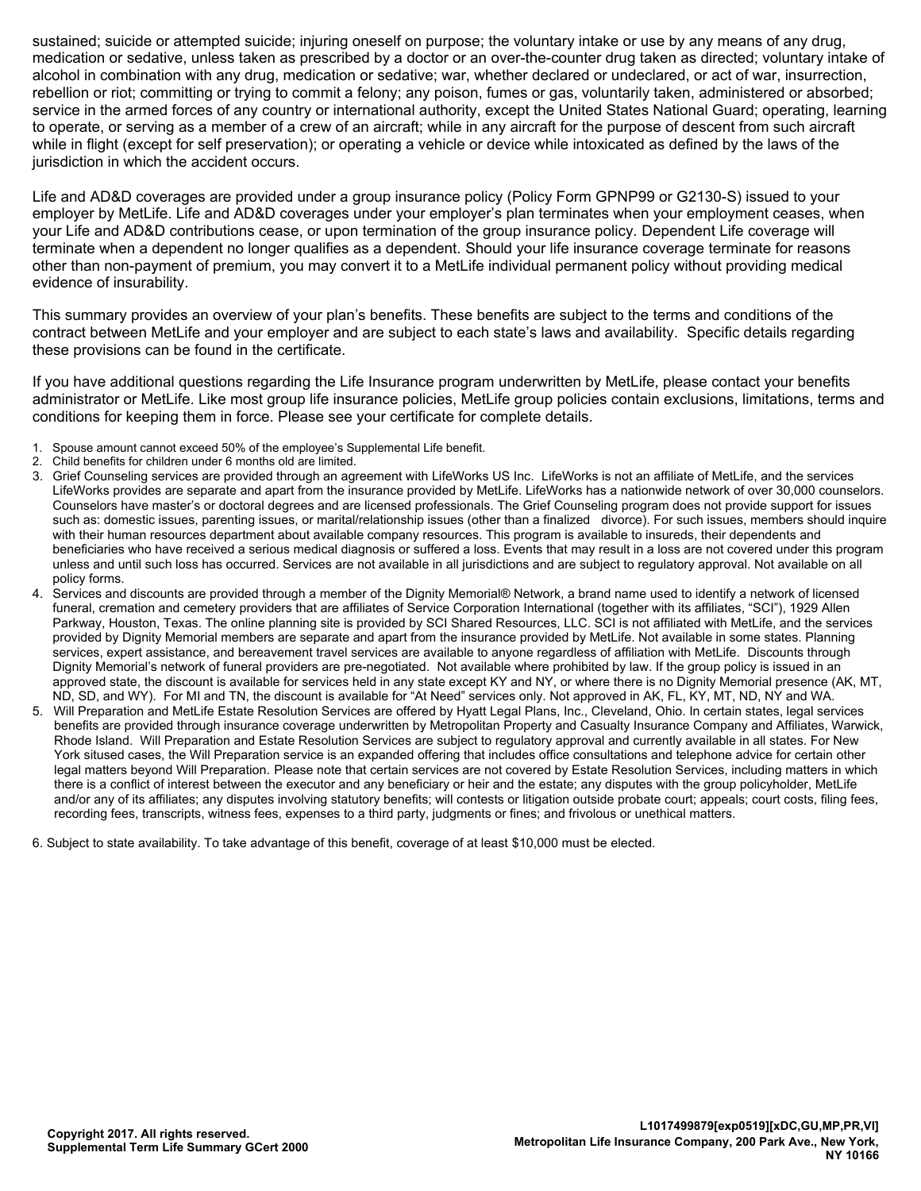sustained; suicide or attempted suicide; injuring oneself on purpose; the voluntary intake or use by any means of any drug, medication or sedative, unless taken as prescribed by a doctor or an over-the-counter drug taken as directed; voluntary intake of alcohol in combination with any drug, medication or sedative; war, whether declared or undeclared, or act of war, insurrection, rebellion or riot; committing or trying to commit a felony; any poison, fumes or gas, voluntarily taken, administered or absorbed; service in the armed forces of any country or international authority, except the United States National Guard; operating, learning to operate, or serving as a member of a crew of an aircraft; while in any aircraft for the purpose of descent from such aircraft while in flight (except for self preservation); or operating a vehicle or device while intoxicated as defined by the laws of the jurisdiction in which the accident occurs.

Life and AD&D coverages are provided under a group insurance policy (Policy Form GPNP99 or G2130-S) issued to your employer by MetLife. Life and AD&D coverages under your employer's plan terminates when your employment ceases, when your Life and AD&D contributions cease, or upon termination of the group insurance policy. Dependent Life coverage will terminate when a dependent no longer qualifies as a dependent. Should your life insurance coverage terminate for reasons other than non-payment of premium, you may convert it to a MetLife individual permanent policy without providing medical evidence of insurability.

This summary provides an overview of your plan's benefits. These benefits are subject to the terms and conditions of the contract between MetLife and your employer and are subject to each state's laws and availability. Specific details regarding these provisions can be found in the certificate.

If you have additional questions regarding the Life Insurance program underwritten by MetLife, please contact your benefits administrator or MetLife. Like most group life insurance policies, MetLife group policies contain exclusions, limitations, terms and conditions for keeping them in force. Please see your certificate for complete details.

1. Spouse amount cannot exceed 50% of the employee's Supplemental Life benefit.
2. Child benefits for children under 6 months old are limited.
3. Grief Counseling services are provided through an agreement with LifeWorks US Inc. LifeWorks is not an affiliate of MetLife, and the services LifeWorks provides are separate and apart from the insurance provided by MetLife. LifeWorks has a nationwide network of over 30,000 counselors. Counselors have master's or doctoral degrees and are licensed professionals. The Grief Counseling program does not provide support for issues such as: domestic issues, parenting issues, or marital/relationship issues (other than a finalized divorce). For such issues, members should inquire with their human resources department about available company resources. This program is available to insureds, their dependents and beneficiaries who have received a serious medical diagnosis or suffered a loss. Events that may result in a loss are not covered under this program unless and until such loss has occurred. Services are not available in all jurisdictions and are subject to regulatory approval. Not available on all policy forms.
4. Services and discounts are provided through a member of the Dignity Memorial® Network, a brand name used to identify a network of licensed funeral, cremation and cemetery providers that are affiliates of Service Corporation International (together with its affiliates, "SCI"), 1929 Allen Parkway, Houston, Texas. The online planning site is provided by SCI Shared Resources, LLC. SCI is not affiliated with MetLife, and the services provided by Dignity Memorial members are separate and apart from the insurance provided by MetLife. Not available in some states. Planning services, expert assistance, and bereavement travel services are available to anyone regardless of affiliation with MetLife. Discounts through Dignity Memorial's network of funeral providers are pre-negotiated. Not available where prohibited by law. If the group policy is issued in an approved state, the discount is available for services held in any state except KY and NY, or where there is no Dignity Memorial presence (AK, MT, ND, SD, and WY). For MI and TN, the discount is available for "At Need" services only. Not approved in AK, FL, KY, MT, ND, NY and WA.
5. Will Preparation and MetLife Estate Resolution Services are offered by Hyatt Legal Plans, Inc., Cleveland, Ohio. In certain states, legal services benefits are provided through insurance coverage underwritten by Metropolitan Property and Casualty Insurance Company and Affiliates, Warwick, Rhode Island. Will Preparation and Estate Resolution Services are subject to regulatory approval and currently available in all states. For New York sitused cases, the Will Preparation service is an expanded offering that includes office consultations and telephone advice for certain other legal matters beyond Will Preparation. Please note that certain services are not covered by Estate Resolution Services, including matters in which there is a conflict of interest between the executor and any beneficiary or heir and the estate; any disputes with the group policyholder, MetLife and/or any of its affiliates; any disputes involving statutory benefits; will contests or litigation outside probate court; appeals; court costs, filing fees, recording fees, transcripts, witness fees, expenses to a third party, judgments or fines; and frivolous or unethical matters.
6. Subject to state availability. To take advantage of this benefit, coverage of at least $10,000 must be elected.

**Copyright 2017. All rights reserved.**
**Supplemental Term Life Summary GCert 2000**

**L1017499879[exp0519][xDC,GU,MP,PR,VI]**
**Metropolitan Life Insurance Company, 200 Park Ave., New York, NY 10166**